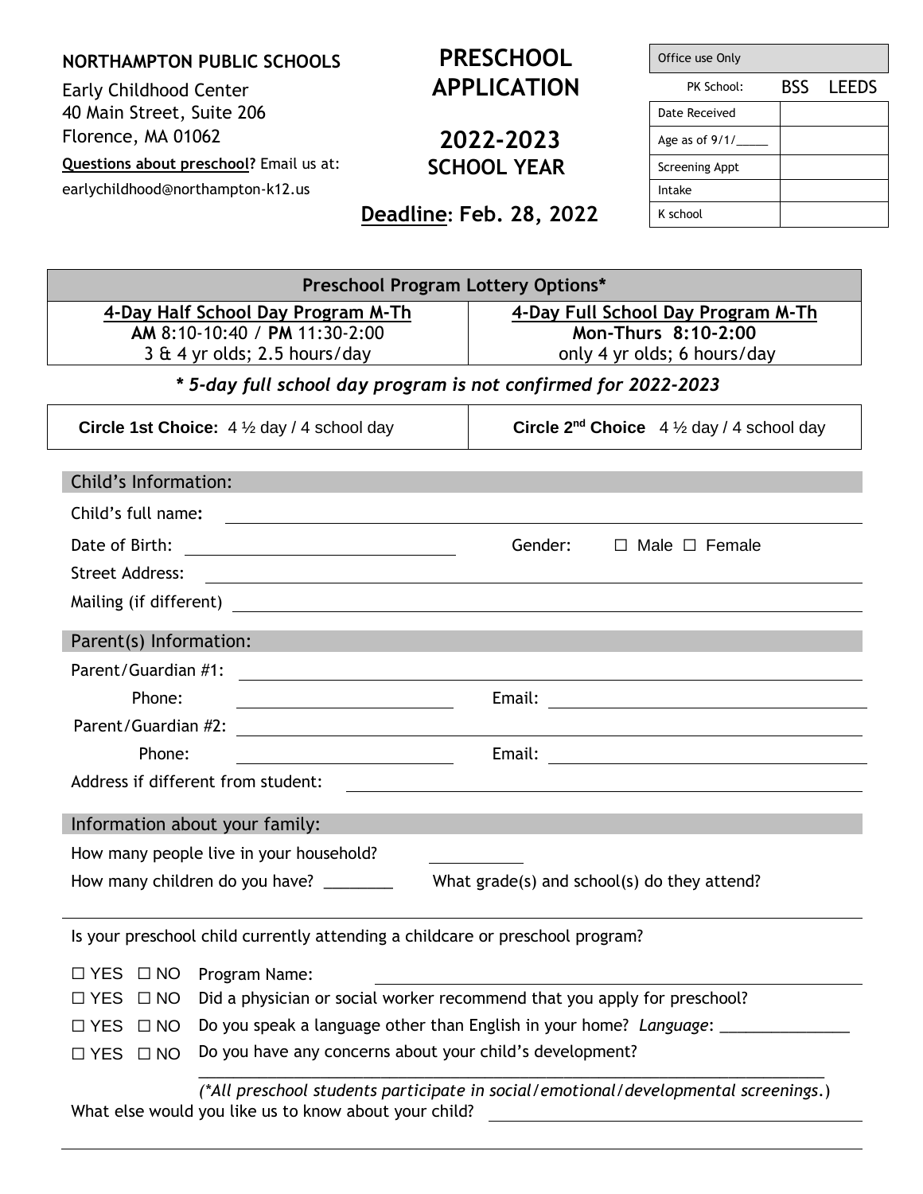**NORTHAMPTON PUBLIC SCHOOLS**

Early Childhood Center
40 Main Street, Suite 206
Florence, MA 01062

**Questions about preschool?** Email us at:
earlychildhood@northampton-k12.us

# PRESCHOOL APPLICATION

## 2022-2023 SCHOOL YEAR

**Deadline: Feb. 28, 2022**

| Office use Only | |
|---|---|
| PK School: | BSS LEEDS |
| Date Received | |
| Age as of 9/1/_____ | |
| Screening Appt | |
| Intake | |
| K school | |

| Preschool Program Lottery Options* | |
|---|---|
| **4-Day Half School Day Program M-Th**<br>**AM** 8:10-10:40 / **PM** 11:30-2:00<br>3 & 4 yr olds; 2.5 hours/day | **4-Day Full School Day Program M-Th**<br>**Mon-Thurs 8:10-2:00**<br>only 4 yr olds; 6 hours/day |

***\* 5-day full school day program is not confirmed for 2022-2023***

| **Circle 1st Choice:** 4 ½ day / 4 school day | **Circle 2nd Choice** 4 ½ day / 4 school day |
|---|---|

### Child's Information:

Child's full name: ____________________

Date of Birth: ____________________ Gender: ☐ Male ☐ Female

Street Address: ____________________

Mailing (if different) ____________________

### Parent(s) Information:

Parent/Guardian #1: ____________________

Phone: ____________________ Email: ____________________

Parent/Guardian #2: ____________________

Phone: ____________________ Email: ____________________

Address if different from student: ____________________

### Information about your family:

How many people live in your household? ________

How many children do you have? ________ What grade(s) and school(s) do they attend?

____________________

Is your preschool child currently attending a childcare or preschool program?

☐ YES ☐ NO Program Name: ____________________

☐ YES ☐ NO Did a physician or social worker recommend that you apply for preschool?

☐ YES ☐ NO Do you speak a language other than English in your home? *Language*: _______________

☐ YES ☐ NO Do you have any concerns about your child's development?

____________________

*(\*All preschool students participate in social/emotional/developmental screenings.)*

What else would you like us to know about your child? ____________________

____________________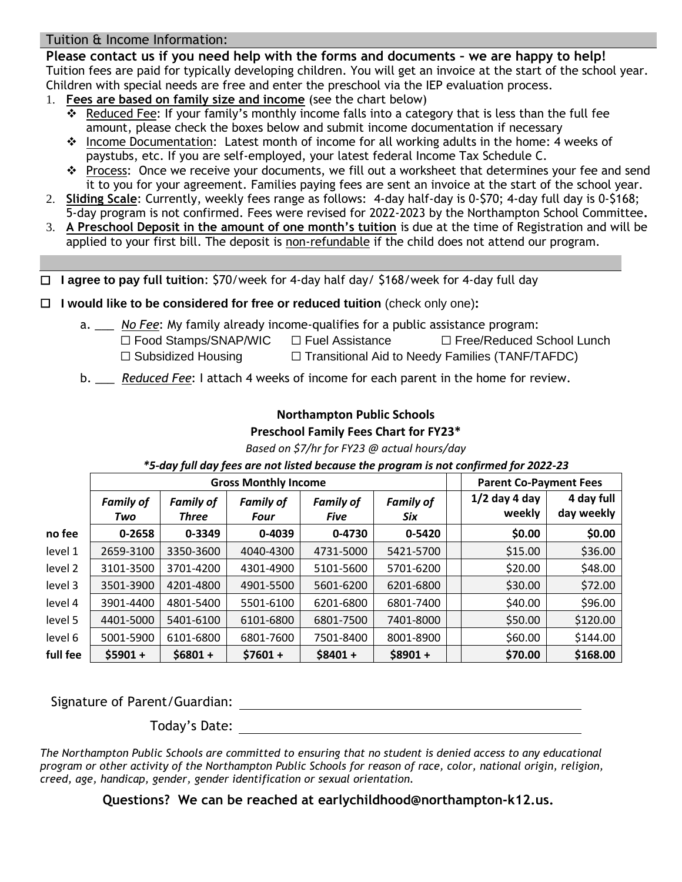## Tuition & Income Information:

**Please contact us if you need help with the forms and documents – we are happy to help!**

Tuition fees are paid for typically developing children. You will get an invoice at the start of the school year. Children with special needs are free and enter the preschool via the IEP evaluation process.

1. **Fees are based on family size and income** (see the chart below)
   - Reduced Fee: If your family's monthly income falls into a category that is less than the full fee amount, please check the boxes below and submit income documentation if necessary
   - Income Documentation: Latest month of income for all working adults in the home: 4 weeks of paystubs, etc. If you are self-employed, your latest federal Income Tax Schedule C.
   - Process: Once we receive your documents, we fill out a worksheet that determines your fee and send it to you for your agreement. Families paying fees are sent an invoice at the start of the school year.
2. **Sliding Scale**: Currently, weekly fees range as follows: 4-day half-day is 0-$70; 4-day full day is 0-$168; 5-day program is not confirmed. Fees were revised for 2022-2023 by the Northampton School Committee**.**
3. **A Preschool Deposit in the amount of one month's tuition** is due at the time of Registration and will be applied to your first bill. The deposit is non-refundable if the child does not attend our program.

☐ **I agree to pay full tuition**: $70/week for 4-day half day/ $168/week for 4-day full day

☐ **I would like to be considered for free or reduced tuition** (check only one)**:**

a. ___ *No Fee*: My family already income-qualifies for a public assistance program:
☐ Food Stamps/SNAP/WIC ☐ Fuel Assistance ☐ Free/Reduced School Lunch
☐ Subsidized Housing ☐ Transitional Aid to Needy Families (TANF/TAFDC)

b. ___ *Reduced Fee*: I attach 4 weeks of income for each parent in the home for review.

**Northampton Public Schools**

**Preschool Family Fees Chart for FY23***

*Based on $7/hr for FY23 @ actual hours/day*

***5-day full day fees are not listed because the program is not confirmed for 2022-23***

| | Gross Monthly Income | | | | | | Parent Co-Payment Fees | |
|---|---|---|---|---|---|---|---|---|
| | *Family of Two* | *Family of Three* | *Family of Four* | *Family of Five* | *Family of Six* | | 1/2 day 4 day weekly | 4 day full day weekly |
| **no fee** | **0-2658** | **0-3349** | **0-4039** | **0-4730** | **0-5420** | | **$0.00** | **$0.00** |
| level 1 | 2659-3100 | 3350-3600 | 4040-4300 | 4731-5000 | 5421-5700 | | $15.00 | $36.00 |
| level 2 | 3101-3500 | 3701-4200 | 4301-4900 | 5101-5600 | 5701-6200 | | $20.00 | $48.00 |
| level 3 | 3501-3900 | 4201-4800 | 4901-5500 | 5601-6200 | 6201-6800 | | $30.00 | $72.00 |
| level 4 | 3901-4400 | 4801-5400 | 5501-6100 | 6201-6800 | 6801-7400 | | $40.00 | $96.00 |
| level 5 | 4401-5000 | 5401-6100 | 6101-6800 | 6801-7500 | 7401-8000 | | $50.00 | $120.00 |
| level 6 | 5001-5900 | 6101-6800 | 6801-7600 | 7501-8400 | 8001-8900 | | $60.00 | $144.00 |
| **full fee** | **$5901 +** | **$6801 +** | **$7601 +** | **$8401 +** | **$8901 +** | | **$70.00** | **$168.00** |

Signature of Parent/Guardian: ______________________________

Today's Date: ______________________________

*The Northampton Public Schools are committed to ensuring that no student is denied access to any educational program or other activity of the Northampton Public Schools for reason of race, color, national origin, religion, creed, age, handicap, gender, gender identification or sexual orientation.*

**Questions? We can be reached at earlychildhood@northampton-k12.us.**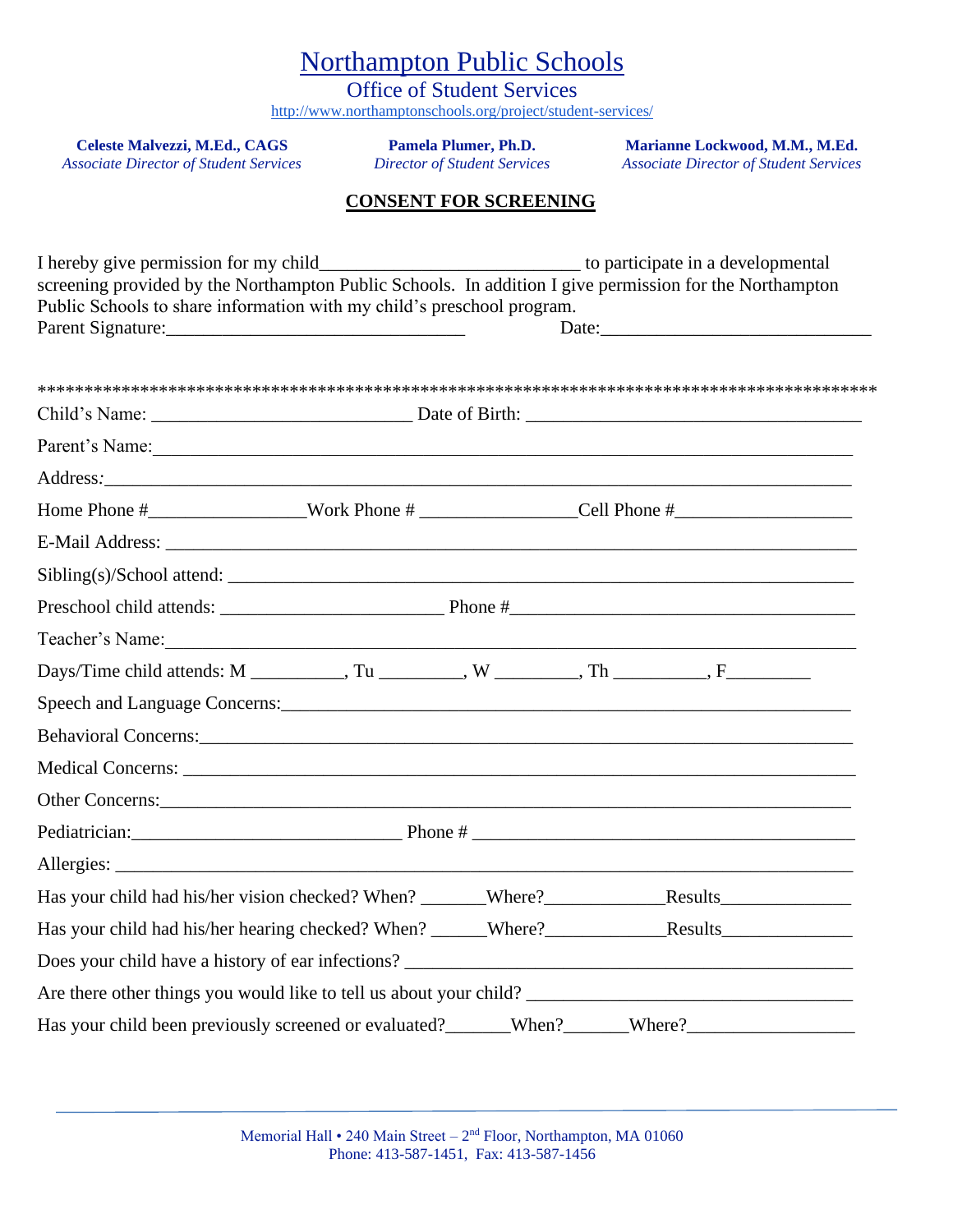# Northampton Public Schools

## Office of Student Services

http://www.northamptonschools.org/project/student-services/

**Celeste Malvezzi, M.Ed., CAGS**
*Associate Director of Student Services*

**Pamela Plumer, Ph.D.**
*Director of Student Services*

**Marianne Lockwood, M.M., M.Ed.**
*Associate Director of Student Services*

**CONSENT FOR SCREENING**

I hereby give permission for my child__________________________ to participate in a developmental screening provided by the Northampton Public Schools. In addition I give permission for the Northampton Public Schools to share information with my child's preschool program.

Parent Signature:______________________________ Date:___________________________

****************************************************************************************************

Child's Name: __________________________ Date of Birth: __________________________________

Parent's Name:_______________________________________________________________________

Address:_____________________________________________________________________________

Home Phone #_______________Work Phone # _______________Cell Phone #_________________

E-Mail Address: _______________________________________________________________________

Sibling(s)/School attend: ________________________________________________________________

Preschool child attends: ______________________ Phone #__________________________________

Teacher's Name:_______________________________________________________________________

Days/Time child attends: M _________, Tu ________, W ________, Th _________, F________

Speech and Language Concerns:___________________________________________________________

Behavioral Concerns:____________________________________________________________________

Medical Concerns: ______________________________________________________________________

Other Concerns:________________________________________________________________________

Pediatrician:____________________________ Phone # _______________________________________

Allergies: ______________________________________________________________________________

Has your child had his/her vision checked? When? ______Where?____________Results_____________

Has your child had his/her hearing checked? When? ______Where?____________Results_____________

Does your child have a history of ear infections? _____________________________________________

Are there other things you would like to tell us about your child? ______________________________

Has your child been previously screened or evaluated?______When?______Where?________________

Memorial Hall • 240 Main Street – 2nd Floor, Northampton, MA 01060
Phone: 413-587-1451, Fax: 413-587-1456